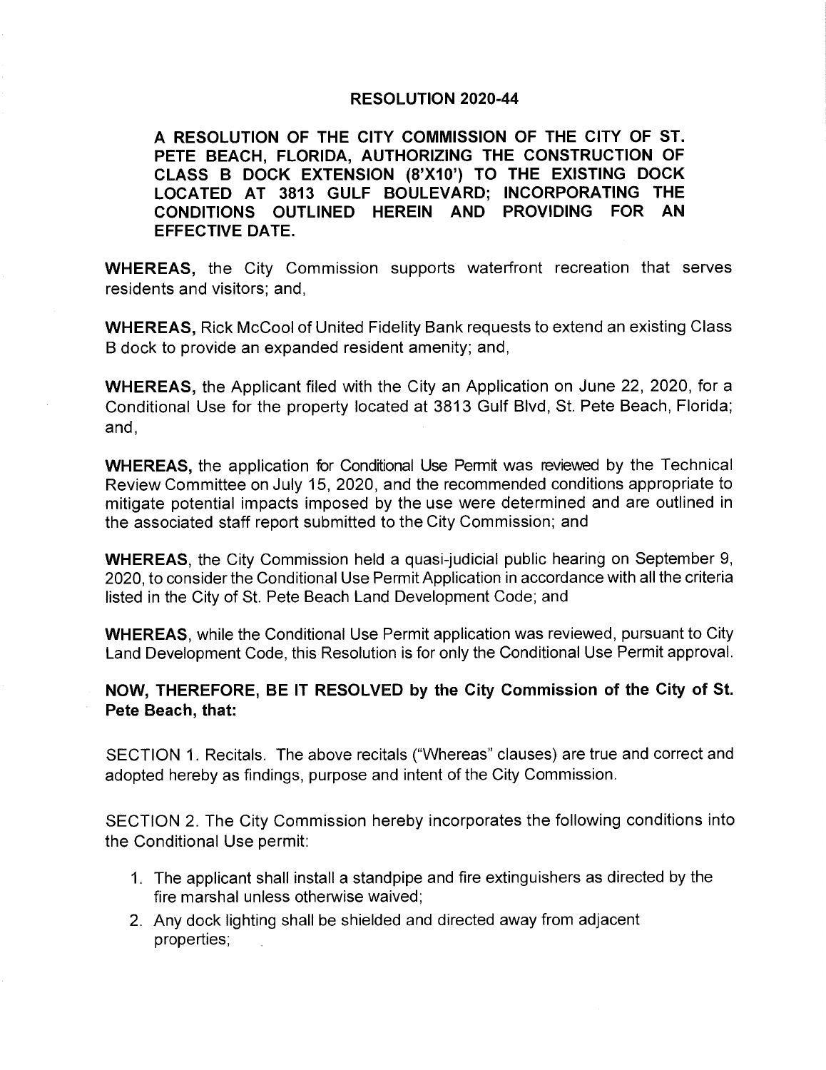# RESOLUTION 2020-44

**A RESOLUTION OF THE CITY COMMISSION OF THE CITY OF ST. PETE BEACH, FLORIDA, AUTHORIZING THE CONSTRUCTION OF CLASS B DOCK EXTENSION (8'X10') TO THE EXISTING DOCK LOCATED AT 3813 GULF BOULEVARD; INCORPORATING THE CONDITIONS OUTLINED HEREIN AND PROVIDING FOR AN EFFECTIVE DATE.**

**WHEREAS,** the City Commission supports waterfront recreation that serves residents and visitors; and,

**WHEREAS,** Rick McCool of United Fidelity Bank requests to extend an existing Class B dock to provide an expanded resident amenity; and,

**WHEREAS,** the Applicant filed with the City an Application on June 22, 2020, for a Conditional Use for the property located at 3813 Gulf Blvd, St. Pete Beach, Florida; and,

**WHEREAS,** the application for Conditional Use Permit was reviewed by the Technical Review Committee on July 15, 2020, and the recommended conditions appropriate to mitigate potential impacts imposed by the use were determined and are outlined in the associated staff report submitted to the City Commission; and

**WHEREAS**, the City Commission held a quasi-judicial public hearing on September 9, 2020, to consider the Conditional Use Permit Application in accordance with all the criteria listed in the City of St. Pete Beach Land Development Code; and

**WHEREAS**, while the Conditional Use Permit application was reviewed, pursuant to City Land Development Code, this Resolution is for only the Conditional Use Permit approval.

**NOW, THEREFORE, BE IT RESOLVED by the City Commission of the City of St. Pete Beach, that:**

SECTION 1. Recitals. The above recitals ("Whereas" clauses) are true and correct and adopted hereby as findings, purpose and intent of the City Commission.

SECTION 2. The City Commission hereby incorporates the following conditions into the Conditional Use permit:

1. The applicant shall install a standpipe and fire extinguishers as directed by the fire marshal unless otherwise waived;
2. Any dock lighting shall be shielded and directed away from adjacent properties;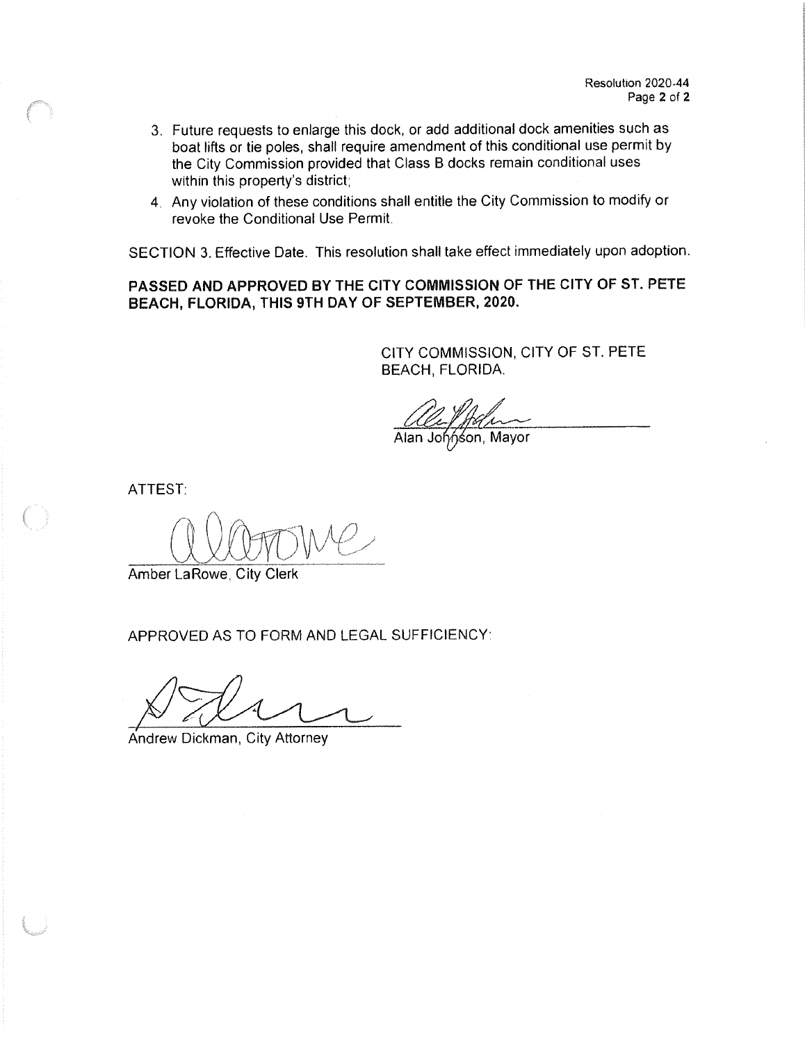3. Future requests to enlarge this dock, or add additional dock amenities such as boat lifts or tie poles, shall require amendment of this conditional use permit by the City Commission provided that Class B docks remain conditional uses within this property's district;
4. Any violation of these conditions shall entitle the City Commission to modify or revoke the Conditional Use Permit.

SECTION 3. Effective Date. This resolution shall take effect immediately upon adoption.

**PASSED AND APPROVED BY THE CITY COMMISSION OF THE CITY OF ST. PETE BEACH, FLORIDA, THIS 9TH DAY OF SEPTEMBER, 2020.**

CITY COMMISSION, CITY OF ST. PETE BEACH, FLORIDA.

Alan Johnson, Mayor

ATTEST:

Amber LaRowe, City Clerk

APPROVED AS TO FORM AND LEGAL SUFFICIENCY:

Andrew Dickman, City Attorney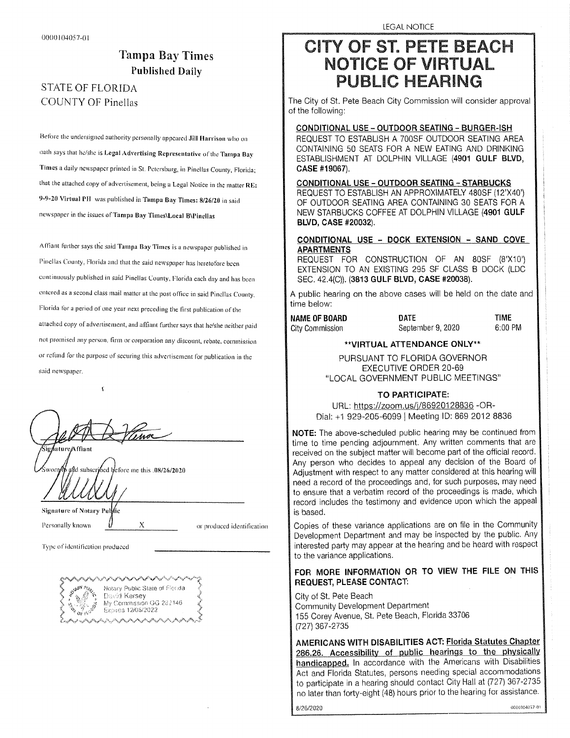0000104057-01

# Tampa Bay Times

**Published Daily**

STATE OF FLORIDA
COUNTY OF Pinellas

Before the undersigned authority personally appeared **Jill Harrison** who on oath says that he/she is **Legal Advertising Representative** of the **Tampa Bay Times** a daily newspaper printed in St. Petersburg, in Pinellas County, Florida; that the attached copy of advertisement, being a Legal Notice in the matter **RE: 9-9-20 Virtual PH** was published in **Tampa Bay Times: 8/26/20** in said newspaper in the issues of **Tampa Bay Times\Local B\Pinellas**

Affiant further says the said **Tampa Bay Times** is a newspaper published in Pinellas County, Florida and that the said newspaper has heretofore been continuously published in said Pinellas County, Florida each day and has been entered as a second class mail matter at the post office in said Pinellas County, Florida for a period of one year next preceding the first publication of the attached copy of advertisement, and affiant further says that he/she neither paid not promised any person, firm or corporation any discount, rebate, commission or refund for the purpose of securing this advertisement for publication in the said newspaper.

Signature Affiant

Sworn to and subscribed before me this .08/26/2020

**Signature of Notary Public**

Personally known X or produced identification

Type of identification produced

Notary Public State of Florida
David Kersey
My Commission GG 282146
Expires 12/05/2022

LEGAL NOTICE

# CITY OF ST. PETE BEACH NOTICE OF VIRTUAL PUBLIC HEARING

The City of St. Pete Beach City Commission will consider approval of the following:

**CONDITIONAL USE – OUTDOOR SEATING – BURGER-ISH**
REQUEST TO ESTABLISH A 700SF OUTDOOR SEATING AREA CONTAINING 50 SEATS FOR A NEW EATING AND DRINKING ESTABLISHMENT AT DOLPHIN VILLAGE (**4901 GULF BLVD, CASE #19067**).

**CONDITIONAL USE – OUTDOOR SEATING – STARBUCKS**
REQUEST TO ESTABLISH AN APPROXIMATELY 480SF (12'X40') OF OUTDOOR SEATING AREA CONTAINING 30 SEATS FOR A NEW STARBUCKS COFFEE AT DOLPHIN VILLAGE (**4901 GULF BLVD, CASE #20032**).

**CONDITIONAL USE – DOCK EXTENSION – SAND COVE APARTMENTS**
REQUEST FOR CONSTRUCTION OF AN 80SF (8'X10') EXTENSION TO AN EXISTING 295 SF CLASS B DOCK (LDC SEC. 42.4(C)). (**3813 GULF BLVD, CASE #20038**).

A public hearing on the above cases will be held on the date and time below:

| NAME OF BOARD | DATE | TIME |
|---|---|---|
| City Commission | September 9, 2020 | 6:00 PM |

**\*\*VIRTUAL ATTENDANCE ONLY\*\***

PURSUANT TO FLORIDA GOVERNOR EXECUTIVE ORDER 20-69 "LOCAL GOVERNMENT PUBLIC MEETINGS"

**TO PARTICIPATE:**

URL: https://zoom.us/j/86920128836 -OR-
Dial: +1 929-205-6099 | Meeting ID: 869 2012 8836

**NOTE:** The above-scheduled public hearing may be continued from time to time pending adjournment. Any written comments that are received on the subject matter will become part of the official record. Any person who decides to appeal any decision of the Board of Adjustment with respect to any matter considered at this hearing will need a record of the proceedings and, for such purposes, may need to ensure that a verbatim record of the proceedings is made, which record includes the testimony and evidence upon which the appeal is based.

Copies of these variance applications are on file in the Community Development Department and may be inspected by the public. Any interested party may appear at the hearing and be heard with respect to the variance applications.

**FOR MORE INFORMATION OR TO VIEW THE FILE ON THIS REQUEST, PLEASE CONTACT:**

City of St. Pete Beach
Community Development Department
155 Corey Avenue, St. Pete Beach, Florida 33706
(727) 367-2735

**AMERICANS WITH DISABILITIES ACT: Florida Statutes Chapter 286.26. Accessibility of public hearings to the physically handicapped.** In accordance with the Americans with Disabilities Act and Florida Statutes, persons needing special accommodations to participate in a hearing should contact City Hall at (727) 367-2735 no later than forty-eight (48) hours prior to the hearing for assistance.

8/26/2020 0000104057-01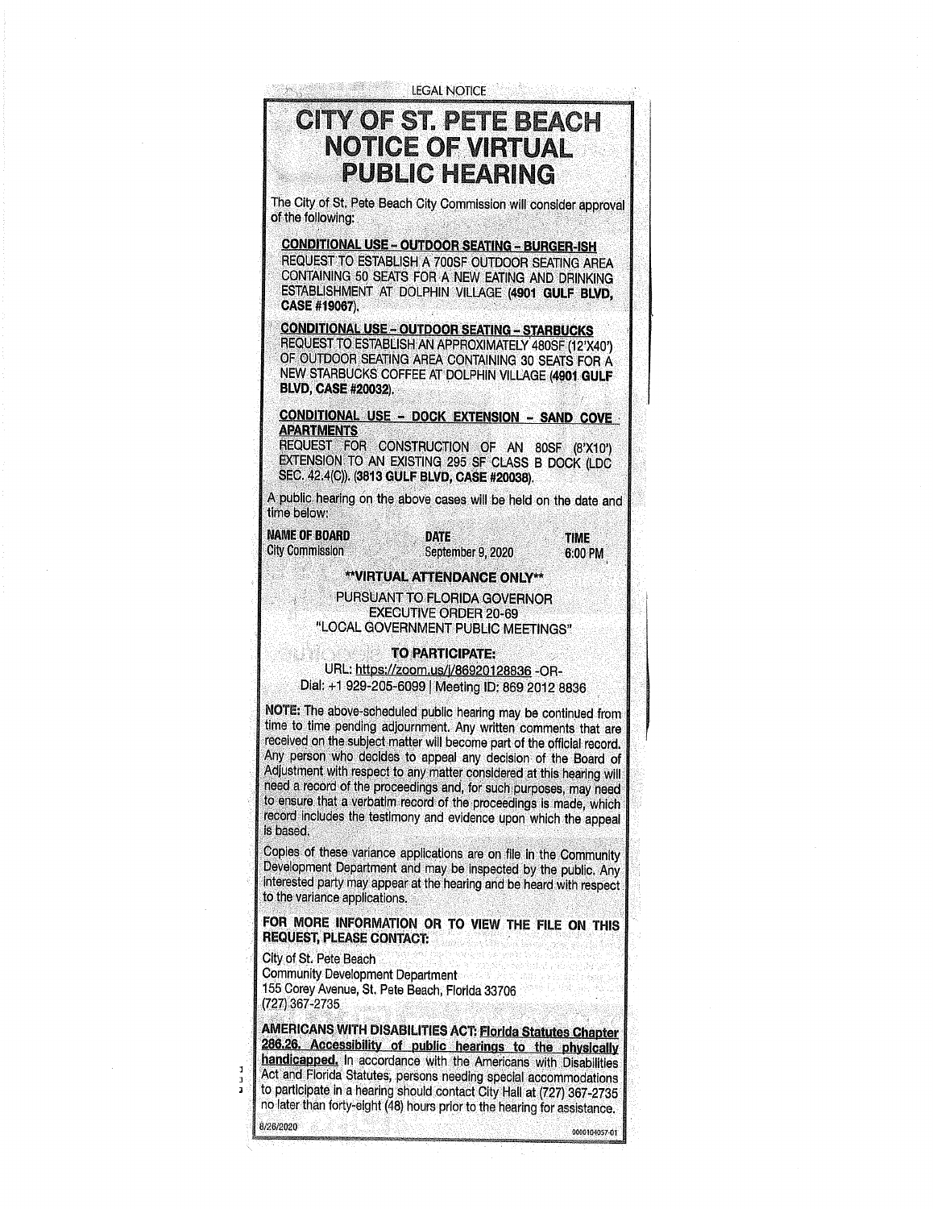LEGAL NOTICE

# CITY OF ST. PETE BEACH NOTICE OF VIRTUAL PUBLIC HEARING

The City of St. Pete Beach City Commission will consider approval of the following:

**CONDITIONAL USE – OUTDOOR SEATING – BURGER-ISH**
REQUEST TO ESTABLISH A 700SF OUTDOOR SEATING AREA CONTAINING 50 SEATS FOR A NEW EATING AND DRINKING ESTABLISHMENT AT DOLPHIN VILLAGE **(4901 GULF BLVD, CASE #19067).**

**CONDITIONAL USE – OUTDOOR SEATING – STARBUCKS**
REQUEST TO ESTABLISH AN APPROXIMATELY 480SF (12'X40') OF OUTDOOR SEATING AREA CONTAINING 30 SEATS FOR A NEW STARBUCKS COFFEE AT DOLPHIN VILLAGE **(4901 GULF BLVD, CASE #20032).**

**CONDITIONAL USE – DOCK EXTENSION – SAND COVE APARTMENTS**
REQUEST FOR CONSTRUCTION OF AN 80SF (8'X10') EXTENSION TO AN EXISTING 295 SF CLASS B DOCK (LDC SEC. 42.4(C)). **(3813 GULF BLVD, CASE #20038).**

A public hearing on the above cases will be held on the date and time below:

| NAME OF BOARD | DATE | TIME |
|---|---|---|
| City Commission | September 9, 2020 | 6:00 PM |

**\*\*VIRTUAL ATTENDANCE ONLY\*\***

PURSUANT TO FLORIDA GOVERNOR EXECUTIVE ORDER 20-69 "LOCAL GOVERNMENT PUBLIC MEETINGS"

**TO PARTICIPATE:**

URL: https://zoom.us/j/86920128836 -OR-
Dial: +1 929-205-6099 | Meeting ID: 869 2012 8836

**NOTE:** The above-scheduled public hearing may be continued from time to time pending adjournment. Any written comments that are received on the subject matter will become part of the official record. Any person who decides to appeal any decision of the Board of Adjustment with respect to any matter considered at this hearing will need a record of the proceedings and, for such purposes, may need to ensure that a verbatim record of the proceedings is made, which record includes the testimony and evidence upon which the appeal is based.

Copies of these variance applications are on file in the Community Development Department and may be inspected by the public. Any interested party may appear at the hearing and be heard with respect to the variance applications.

**FOR MORE INFORMATION OR TO VIEW THE FILE ON THIS REQUEST, PLEASE CONTACT:**

City of St. Pete Beach
Community Development Department
155 Corey Avenue, St. Pete Beach, Florida 33706
(727) 367-2735

**AMERICANS WITH DISABILITIES ACT: Florida Statutes Chapter 286.26. Accessibility of public hearings to the physically handicapped.** In accordance with the Americans with Disabilities Act and Florida Statutes, persons needing special accommodations to participate in a hearing should contact City Hall at (727) 367-2735 no later than forty-eight (48) hours prior to the hearing for assistance.

8/26/2020 0000104057-01